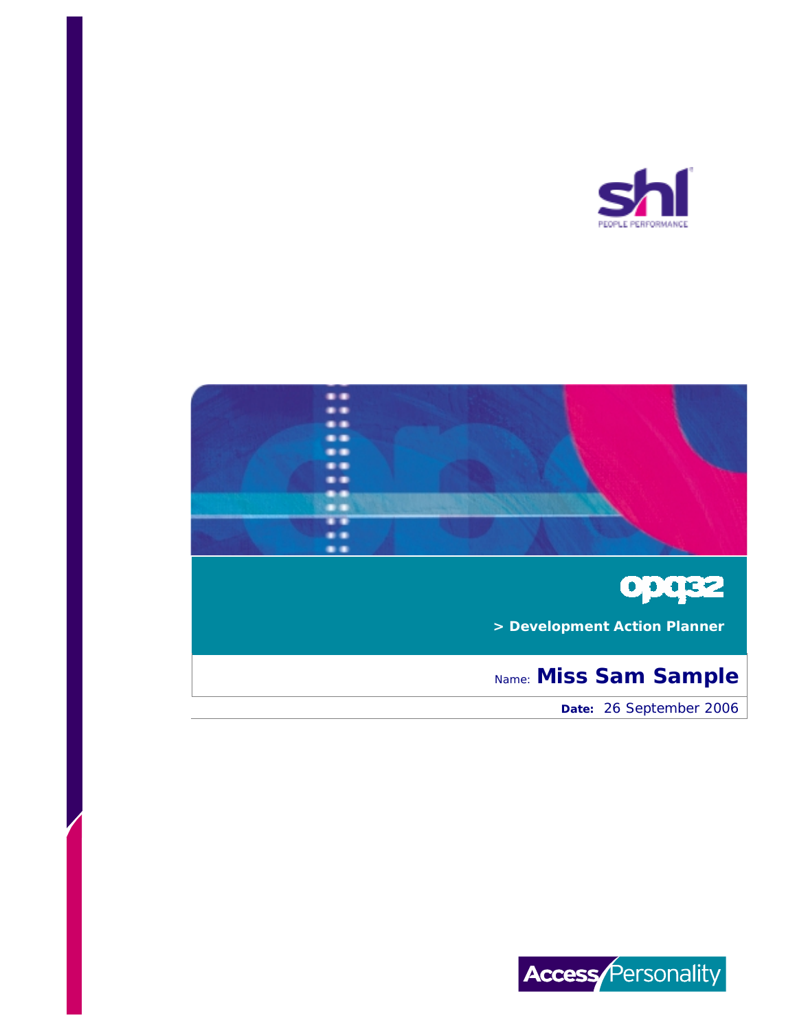shl

PEOPLE PERFORMANCE

# opq32

> Development Action Planner

Name: **Miss Sam Sample**

**Date:** 26 September 2006

AccessPersonality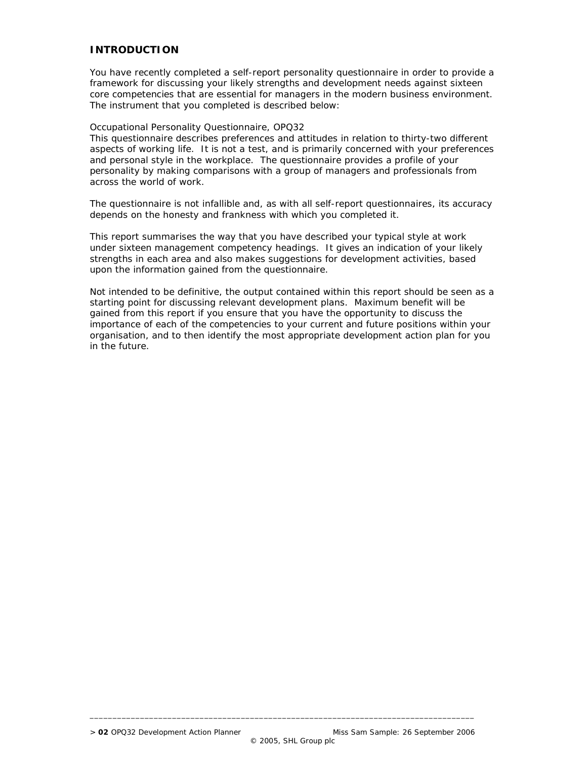## INTRODUCTION

You have recently completed a self-report personality questionnaire in order to provide a framework for discussing your likely strengths and development needs against sixteen core competencies that are essential for managers in the modern business environment. The instrument that you completed is described below:

Occupational Personality Questionnaire, OPQ32
This questionnaire describes preferences and attitudes in relation to thirty-two different aspects of working life. It is not a test, and is primarily concerned with your preferences and personal style in the workplace. The questionnaire provides a profile of your personality by making comparisons with a group of managers and professionals from across the world of work.

The questionnaire is not infallible and, as with all self-report questionnaires, its accuracy depends on the honesty and frankness with which you completed it.

This report summarises the way that you have described your typical style at work under sixteen management competency headings. It gives an indication of your likely strengths in each area and also makes suggestions for development activities, based upon the information gained from the questionnaire.

Not intended to be definitive, the output contained within this report should be seen as a starting point for discussing relevant development plans. Maximum benefit will be gained from this report if you ensure that you have the opportunity to discuss the importance of each of the competencies to your current and future positions within your organisation, and to then identify the most appropriate development action plan for you in the future.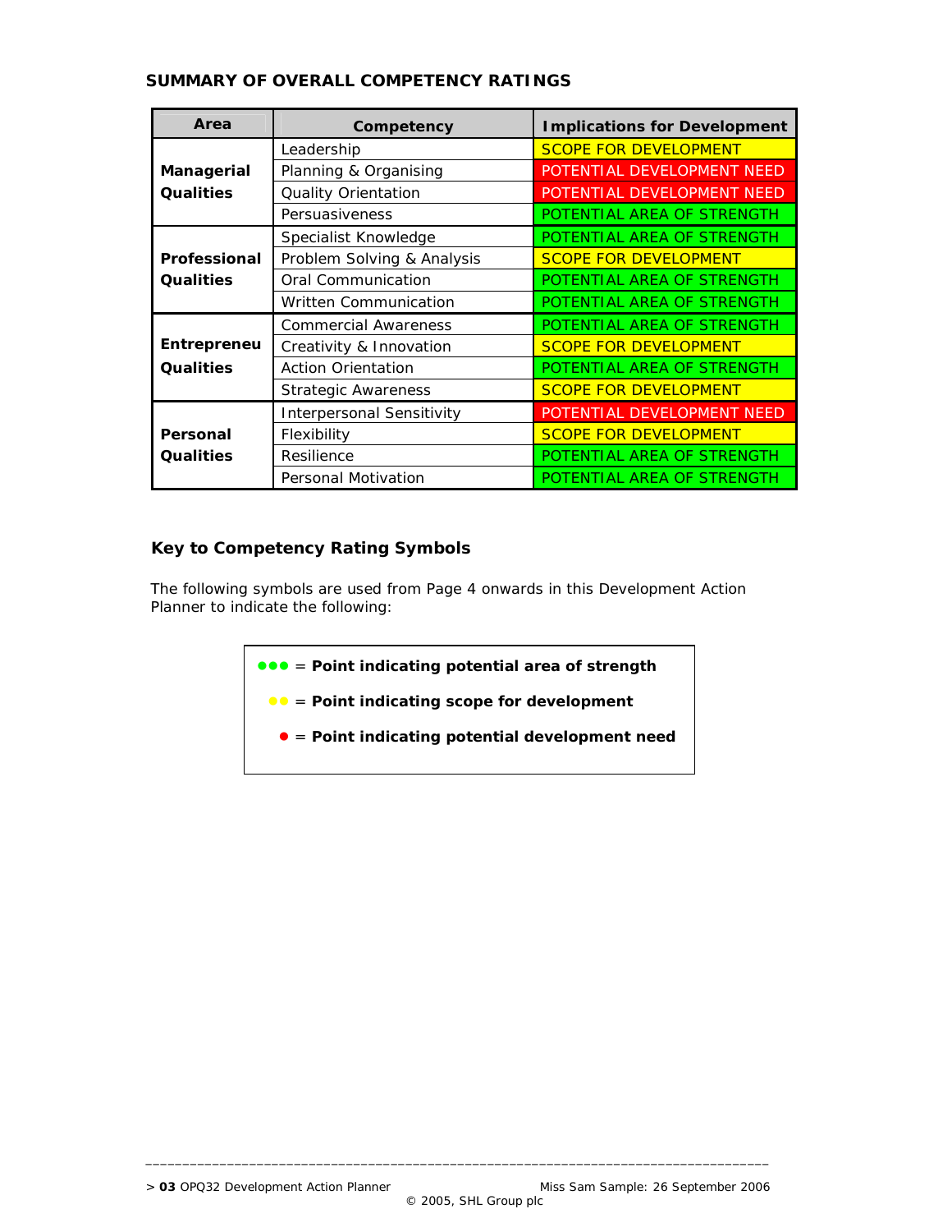## SUMMARY OF OVERALL COMPETENCY RATINGS

| Area | Competency | Implications for Development |
|---|---|---|
| **Managerial Qualities** | Leadership | SCOPE FOR DEVELOPMENT |
| | Planning & Organising | POTENTIAL DEVELOPMENT NEED |
| | Quality Orientation | POTENTIAL DEVELOPMENT NEED |
| | Persuasiveness | POTENTIAL AREA OF STRENGTH |
| **Professional Qualities** | Specialist Knowledge | POTENTIAL AREA OF STRENGTH |
| | Problem Solving & Analysis | SCOPE FOR DEVELOPMENT |
| | Oral Communication | POTENTIAL AREA OF STRENGTH |
| | Written Communication | POTENTIAL AREA OF STRENGTH |
| **Entrepreneu Qualities** | Commercial Awareness | POTENTIAL AREA OF STRENGTH |
| | Creativity & Innovation | SCOPE FOR DEVELOPMENT |
| | Action Orientation | POTENTIAL AREA OF STRENGTH |
| | Strategic Awareness | SCOPE FOR DEVELOPMENT |
| **Personal Qualities** | Interpersonal Sensitivity | POTENTIAL DEVELOPMENT NEED |
| | Flexibility | SCOPE FOR DEVELOPMENT |
| | Resilience | POTENTIAL AREA OF STRENGTH |
| | Personal Motivation | POTENTIAL AREA OF STRENGTH |

### Key to Competency Rating Symbols

The following symbols are used from Page 4 onwards in this Development Action Planner to indicate the following:

●●● = **Point indicating potential area of strength**

●● = **Point indicating scope for development**

● = **Point indicating potential development need**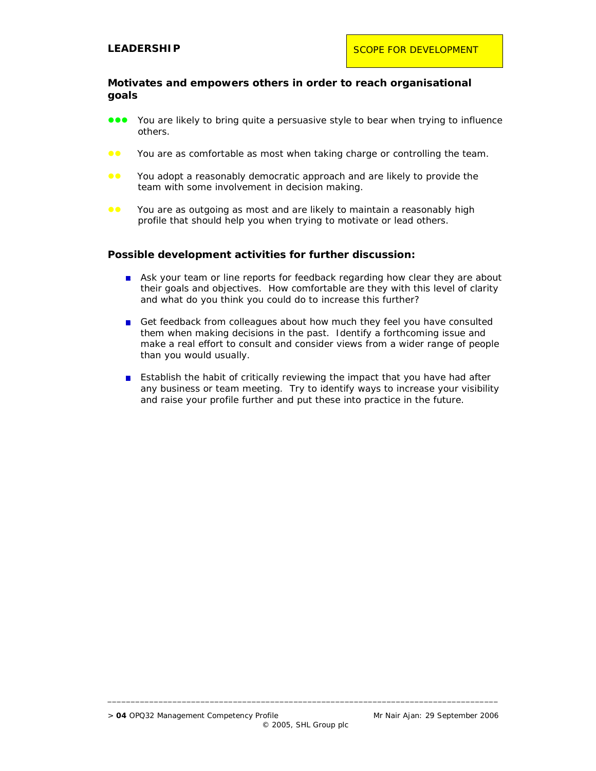## LEADERSHIP

SCOPE FOR DEVELOPMENT

### Motivates and empowers others in order to reach organisational goals

- ●●● You are likely to bring quite a persuasive style to bear when trying to influence others.
- ●● You are as comfortable as most when taking charge or controlling the team.
- ●● You adopt a reasonably democratic approach and are likely to provide the team with some involvement in decision making.
- ●● You are as outgoing as most and are likely to maintain a reasonably high profile that should help you when trying to motivate or lead others.

### Possible development activities for further discussion:

- Ask your team or line reports for feedback regarding how clear they are about their goals and objectives. How comfortable are they with this level of clarity and what do you think you could do to increase this further?
- Get feedback from colleagues about how much they feel you have consulted them when making decisions in the past. Identify a forthcoming issue and make a real effort to consult and consider views from a wider range of people than you would usually.
- Establish the habit of critically reviewing the impact that you have had after any business or team meeting. Try to identify ways to increase your visibility and raise your profile further and put these into practice in the future.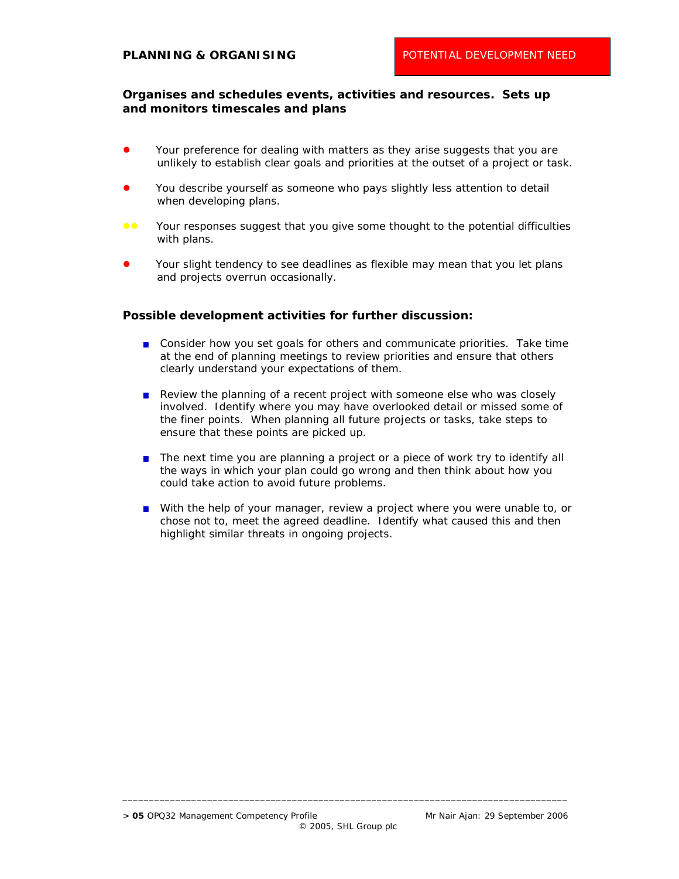## PLANNING & ORGANISING

POTENTIAL DEVELOPMENT NEED

**Organises and schedules events, activities and resources. Sets up and monitors timescales and plans**

- ● Your preference for dealing with matters as they arise suggests that you are unlikely to establish clear goals and priorities at the outset of a project or task.
- ● You describe yourself as someone who pays slightly less attention to detail when developing plans.
- ●● Your responses suggest that you give some thought to the potential difficulties with plans.
- ● Your slight tendency to see deadlines as flexible may mean that you let plans and projects overrun occasionally.

### Possible development activities for further discussion:

- Consider how you set goals for others and communicate priorities. Take time at the end of planning meetings to review priorities and ensure that others clearly understand your expectations of them.
- Review the planning of a recent project with someone else who was closely involved. Identify where you may have overlooked detail or missed some of the finer points. When planning all future projects or tasks, take steps to ensure that these points are picked up.
- The next time you are planning a project or a piece of work try to identify all the ways in which your plan could go wrong and then think about how you could take action to avoid future problems.
- With the help of your manager, review a project where you were unable to, or chose not to, meet the agreed deadline. Identify what caused this and then highlight similar threats in ongoing projects.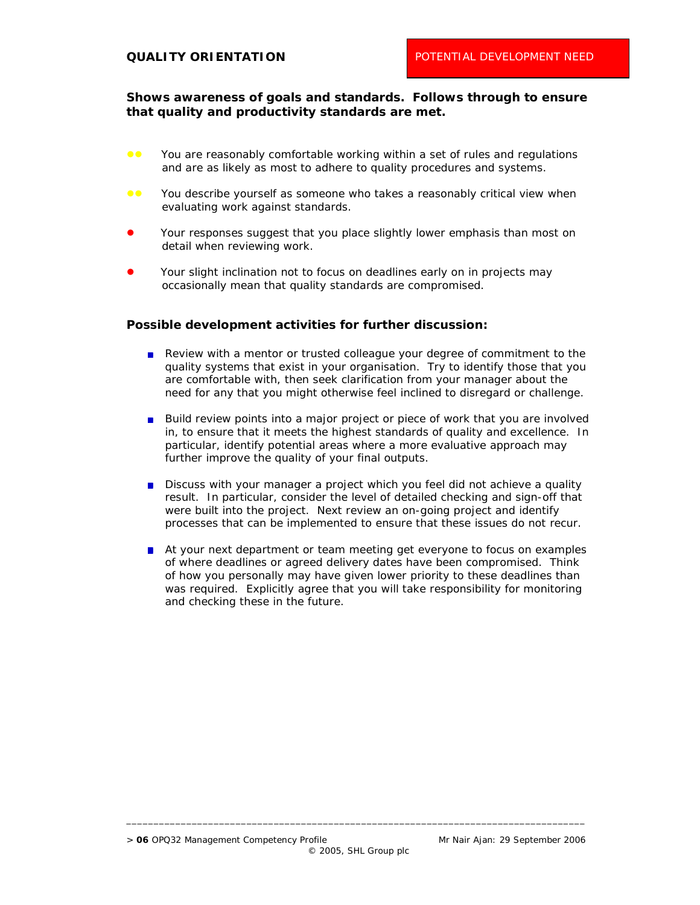## QUALITY ORIENTATION

POTENTIAL DEVELOPMENT NEED

**Shows awareness of goals and standards. Follows through to ensure that quality and productivity standards are met.**

- ●● You are reasonably comfortable working within a set of rules and regulations and are as likely as most to adhere to quality procedures and systems.
- ●● You describe yourself as someone who takes a reasonably critical view when evaluating work against standards.
- ● Your responses suggest that you place slightly lower emphasis than most on detail when reviewing work.
- ● Your slight inclination not to focus on deadlines early on in projects may occasionally mean that quality standards are compromised.

### Possible development activities for further discussion:

- Review with a mentor or trusted colleague your degree of commitment to the quality systems that exist in your organisation. Try to identify those that you are comfortable with, then seek clarification from your manager about the need for any that you might otherwise feel inclined to disregard or challenge.
- Build review points into a major project or piece of work that you are involved in, to ensure that it meets the highest standards of quality and excellence. In particular, identify potential areas where a more evaluative approach may further improve the quality of your final outputs.
- Discuss with your manager a project which you feel did not achieve a quality result. In particular, consider the level of detailed checking and sign-off that were built into the project. Next review an on-going project and identify processes that can be implemented to ensure that these issues do not recur.
- At your next department or team meeting get everyone to focus on examples of where deadlines or agreed delivery dates have been compromised. Think of how you personally may have given lower priority to these deadlines than was required. Explicitly agree that you will take responsibility for monitoring and checking these in the future.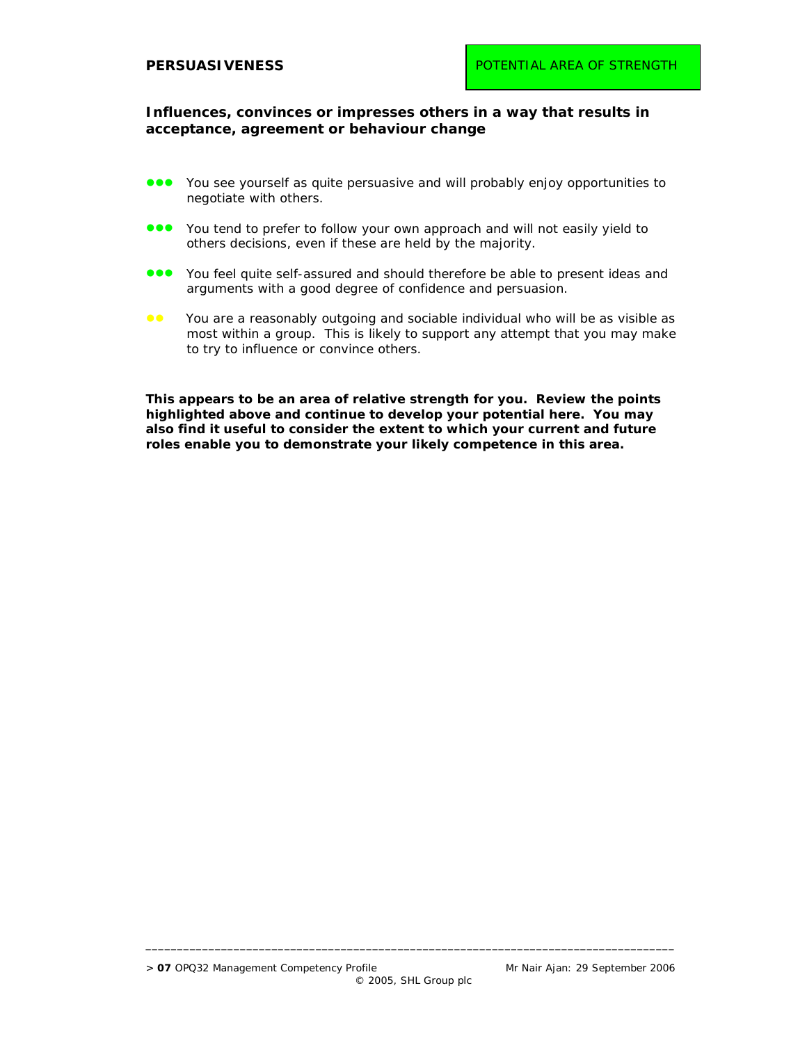## PERSUASIVENESS

POTENTIAL AREA OF STRENGTH

**Influences, convinces or impresses others in a way that results in acceptance, agreement or behaviour change**

- ●●● You see yourself as quite persuasive and will probably enjoy opportunities to negotiate with others.
- ●●● You tend to prefer to follow your own approach and will not easily yield to others decisions, even if these are held by the majority.
- ●●● You feel quite self-assured and should therefore be able to present ideas and arguments with a good degree of confidence and persuasion.
- ●● You are a reasonably outgoing and sociable individual who will be as visible as most within a group. This is likely to support any attempt that you may make to try to influence or convince others.

**This appears to be an area of relative strength for you. Review the points highlighted above and continue to develop your potential here. You may also find it useful to consider the extent to which your current and future roles enable you to demonstrate your likely competence in this area.**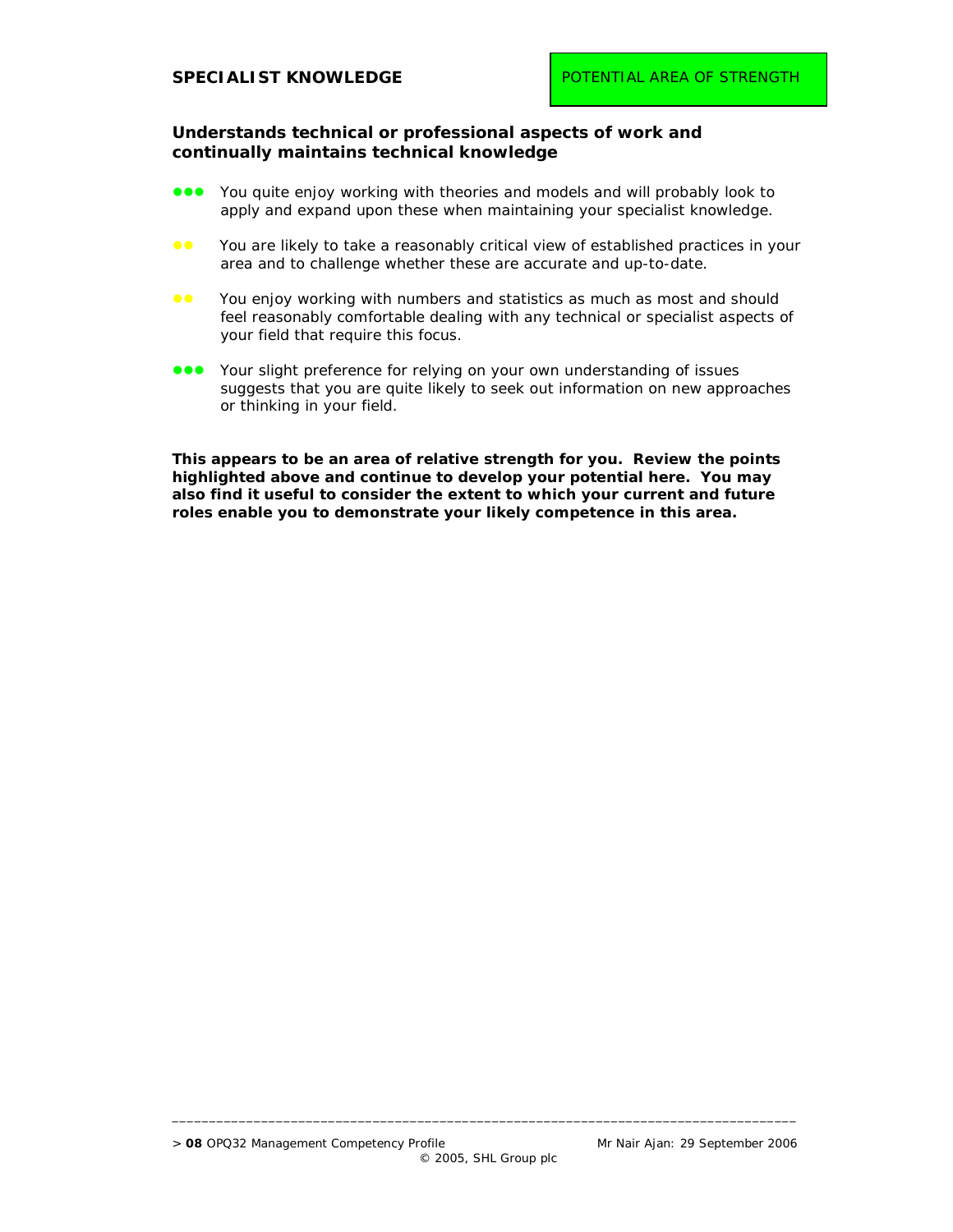## SPECIALIST KNOWLEDGE

POTENTIAL AREA OF STRENGTH

**Understands technical or professional aspects of work and continually maintains technical knowledge**

- ●●● You quite enjoy working with theories and models and will probably look to apply and expand upon these when maintaining your specialist knowledge.
- ●● You are likely to take a reasonably critical view of established practices in your area and to challenge whether these are accurate and up-to-date.
- ●● You enjoy working with numbers and statistics as much as most and should feel reasonably comfortable dealing with any technical or specialist aspects of your field that require this focus.
- ●●● Your slight preference for relying on your own understanding of issues suggests that you are quite likely to seek out information on new approaches or thinking in your field.

**This appears to be an area of relative strength for you. Review the points highlighted above and continue to develop your potential here. You may also find it useful to consider the extent to which your current and future roles enable you to demonstrate your likely competence in this area.**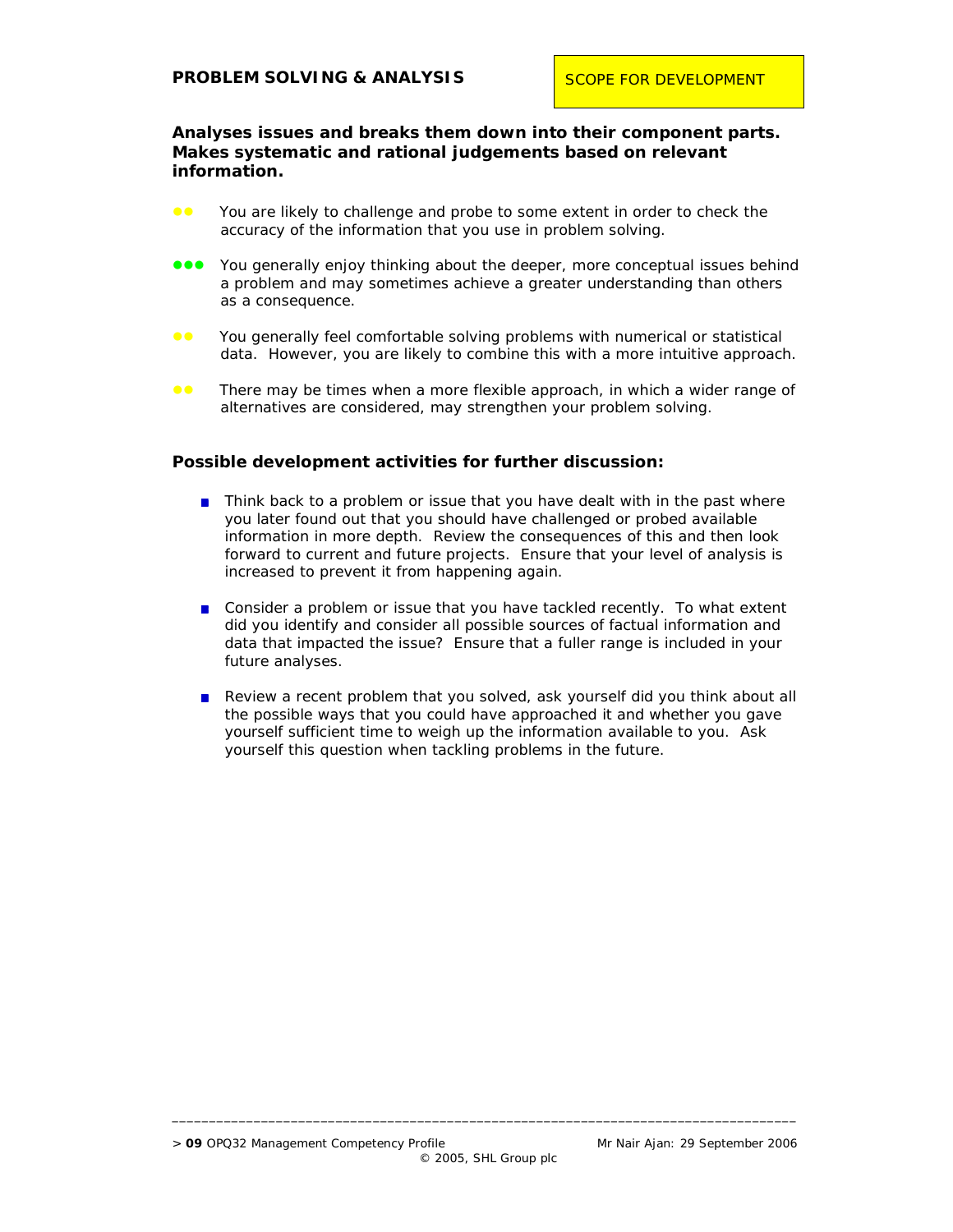## PROBLEM SOLVING & ANALYSIS

SCOPE FOR DEVELOPMENT

**Analyses issues and breaks them down into their component parts. Makes systematic and rational judgements based on relevant information.**

●● You are likely to challenge and probe to some extent in order to check the accuracy of the information that you use in problem solving.

●●● You generally enjoy thinking about the deeper, more conceptual issues behind a problem and may sometimes achieve a greater understanding than others as a consequence.

●● You generally feel comfortable solving problems with numerical or statistical data. However, you are likely to combine this with a more intuitive approach.

●● There may be times when a more flexible approach, in which a wider range of alternatives are considered, may strengthen your problem solving.

### Possible development activities for further discussion:

- Think back to a problem or issue that you have dealt with in the past where you later found out that you should have challenged or probed available information in more depth. Review the consequences of this and then look forward to current and future projects. Ensure that your level of analysis is increased to prevent it from happening again.
- Consider a problem or issue that you have tackled recently. To what extent did you identify and consider all possible sources of factual information and data that impacted the issue? Ensure that a fuller range is included in your future analyses.
- Review a recent problem that you solved, ask yourself did you think about all the possible ways that you could have approached it and whether you gave yourself sufficient time to weigh up the information available to you. Ask yourself this question when tackling problems in the future.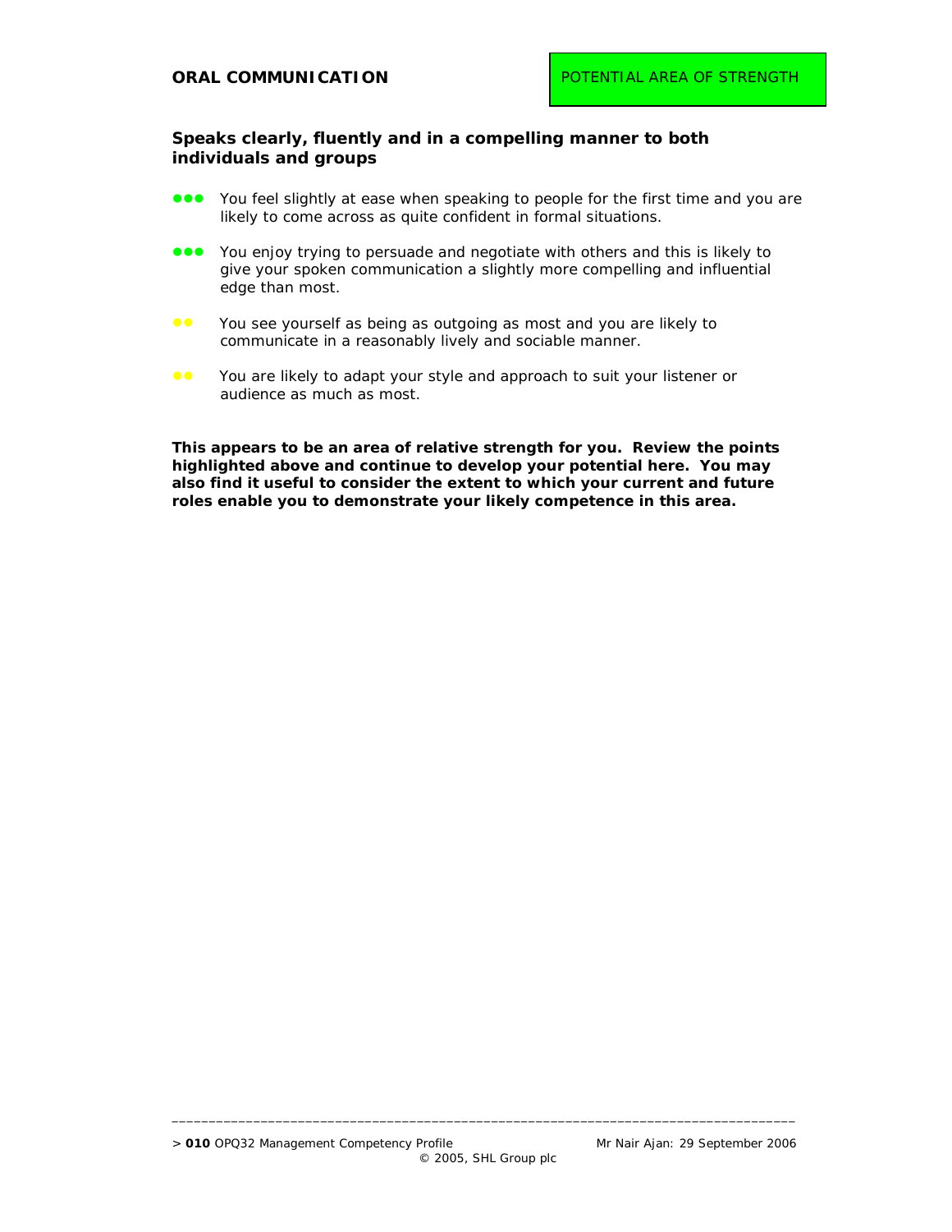## ORAL COMMUNICATION

POTENTIAL AREA OF STRENGTH

**Speaks clearly, fluently and in a compelling manner to both individuals and groups**

- ●●● You feel slightly at ease when speaking to people for the first time and you are likely to come across as quite confident in formal situations.
- ●●● You enjoy trying to persuade and negotiate with others and this is likely to give your spoken communication a slightly more compelling and influential edge than most.
- ●● You see yourself as being as outgoing as most and you are likely to communicate in a reasonably lively and sociable manner.
- ●● You are likely to adapt your style and approach to suit your listener or audience as much as most.

**This appears to be an area of relative strength for you. Review the points highlighted above and continue to develop your potential here. You may also find it useful to consider the extent to which your current and future roles enable you to demonstrate your likely competence in this area.**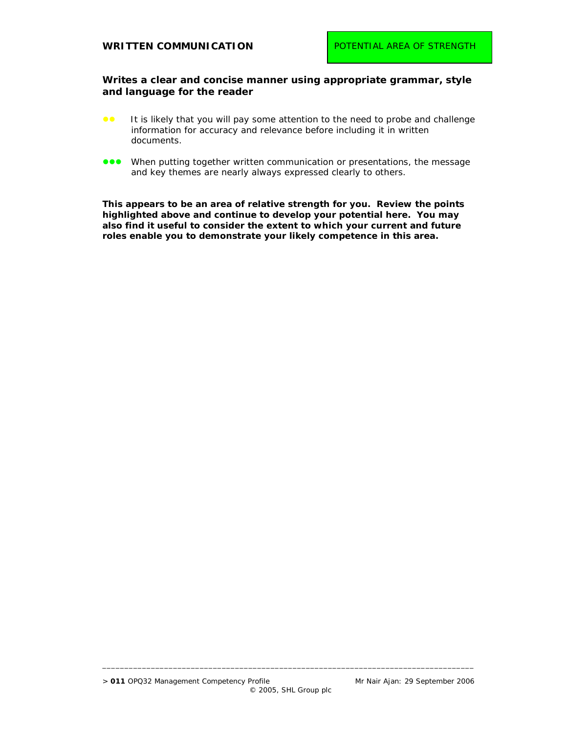## WRITTEN COMMUNICATION

POTENTIAL AREA OF STRENGTH

**Writes a clear and concise manner using appropriate grammar, style and language for the reader**

- ●● It is likely that you will pay some attention to the need to probe and challenge information for accuracy and relevance before including it in written documents.

- ●●● When putting together written communication or presentations, the message and key themes are nearly always expressed clearly to others.

**This appears to be an area of relative strength for you. Review the points highlighted above and continue to develop your potential here. You may also find it useful to consider the extent to which your current and future roles enable you to demonstrate your likely competence in this area.**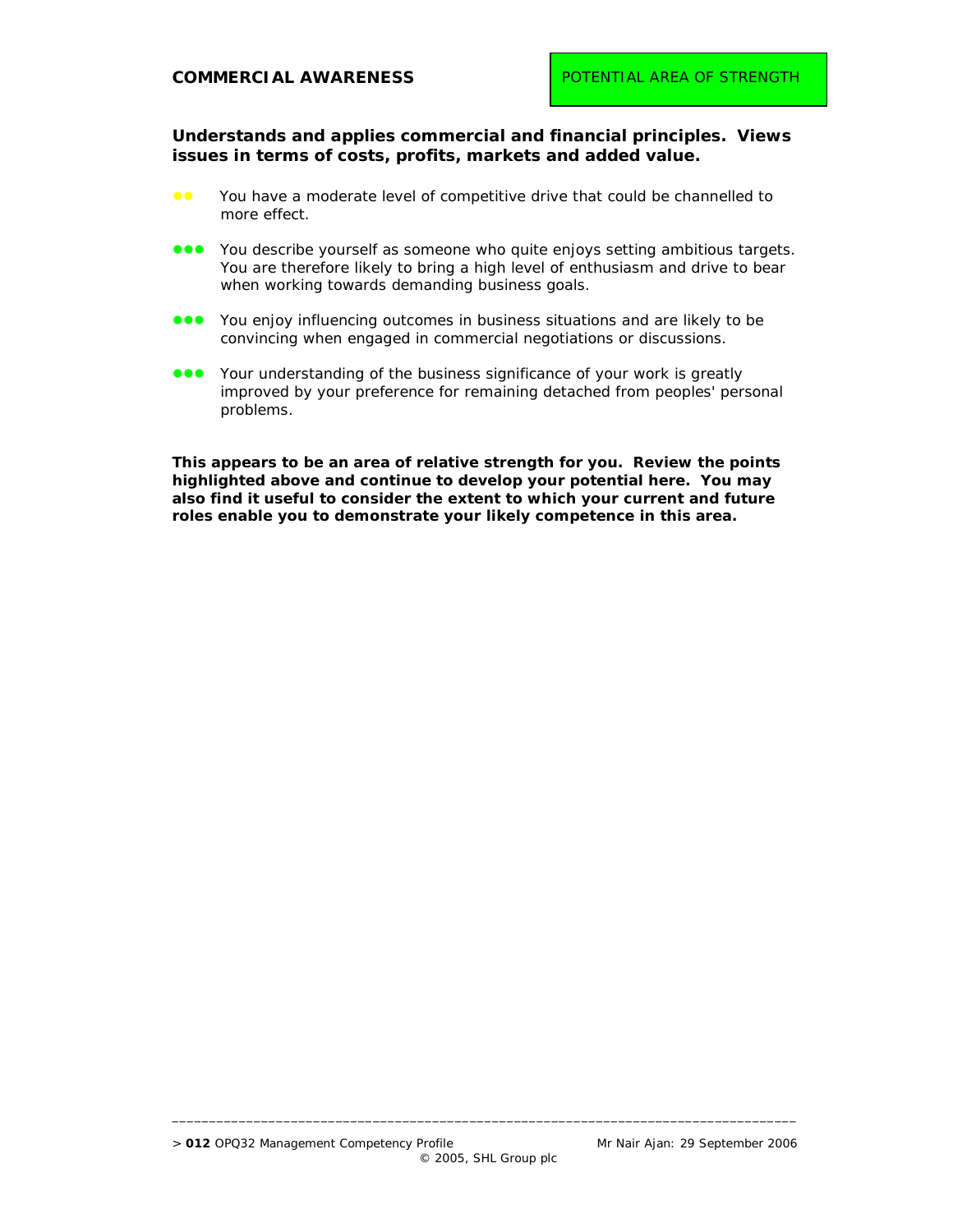## COMMERCIAL AWARENESS

POTENTIAL AREA OF STRENGTH

**Understands and applies commercial and financial principles. Views issues in terms of costs, profits, markets and added value.**

- ●● You have a moderate level of competitive drive that could be channelled to more effect.
- ●●● You describe yourself as someone who quite enjoys setting ambitious targets. You are therefore likely to bring a high level of enthusiasm and drive to bear when working towards demanding business goals.
- ●●● You enjoy influencing outcomes in business situations and are likely to be convincing when engaged in commercial negotiations or discussions.
- ●●● Your understanding of the business significance of your work is greatly improved by your preference for remaining detached from peoples' personal problems.

**This appears to be an area of relative strength for you. Review the points highlighted above and continue to develop your potential here. You may also find it useful to consider the extent to which your current and future roles enable you to demonstrate your likely competence in this area.**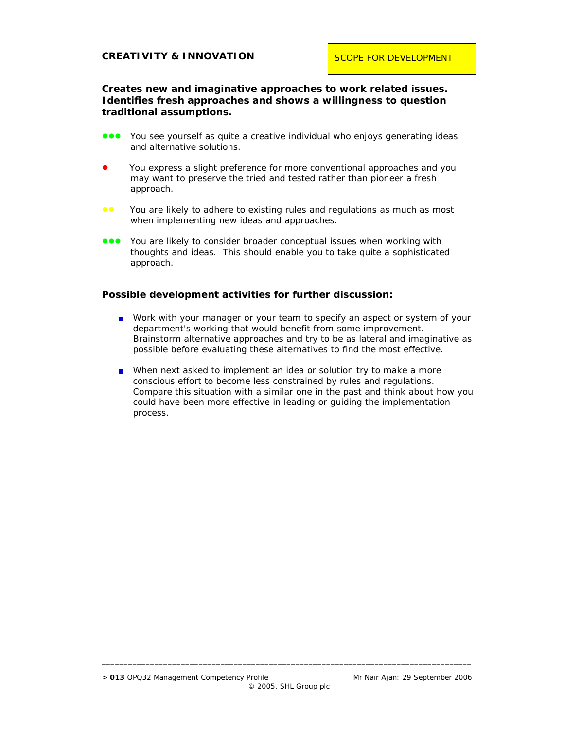## CREATIVITY & INNOVATION

SCOPE FOR DEVELOPMENT

**Creates new and imaginative approaches to work related issues. Identifies fresh approaches and shows a willingness to question traditional assumptions.**

●●● You see yourself as quite a creative individual who enjoys generating ideas and alternative solutions.

● You express a slight preference for more conventional approaches and you may want to preserve the tried and tested rather than pioneer a fresh approach.

●● You are likely to adhere to existing rules and regulations as much as most when implementing new ideas and approaches.

●●● You are likely to consider broader conceptual issues when working with thoughts and ideas. This should enable you to take quite a sophisticated approach.

### Possible development activities for further discussion:

- Work with your manager or your team to specify an aspect or system of your department's working that would benefit from some improvement. Brainstorm alternative approaches and try to be as lateral and imaginative as possible before evaluating these alternatives to find the most effective.

- When next asked to implement an idea or solution try to make a more conscious effort to become less constrained by rules and regulations. Compare this situation with a similar one in the past and think about how you could have been more effective in leading or guiding the implementation process.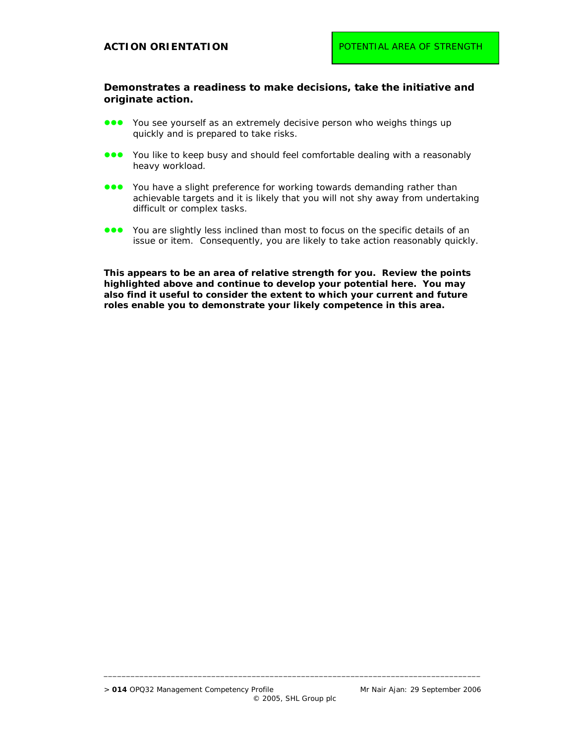## ACTION ORIENTATION

POTENTIAL AREA OF STRENGTH

**Demonstrates a readiness to make decisions, take the initiative and originate action.**

- ●●● You see yourself as an extremely decisive person who weighs things up quickly and is prepared to take risks.
- ●●● You like to keep busy and should feel comfortable dealing with a reasonably heavy workload.
- ●●● You have a slight preference for working towards demanding rather than achievable targets and it is likely that you will not shy away from undertaking difficult or complex tasks.
- ●●● You are slightly less inclined than most to focus on the specific details of an issue or item. Consequently, you are likely to take action reasonably quickly.

**This appears to be an area of relative strength for you. Review the points highlighted above and continue to develop your potential here. You may also find it useful to consider the extent to which your current and future roles enable you to demonstrate your likely competence in this area.**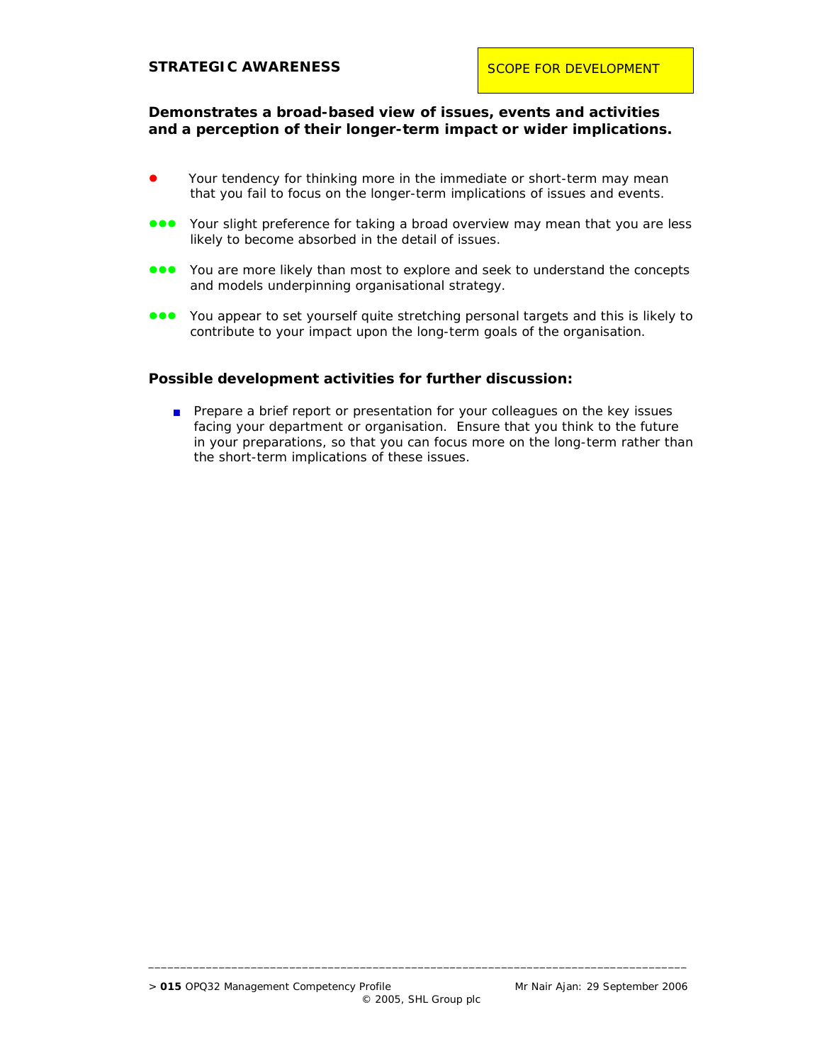## STRATEGIC AWARENESS

SCOPE FOR DEVELOPMENT

**Demonstrates a broad-based view of issues, events and activities and a perception of their longer-term impact or wider implications.**

- ● Your tendency for thinking more in the immediate or short-term may mean that you fail to focus on the longer-term implications of issues and events.
- ●●● Your slight preference for taking a broad overview may mean that you are less likely to become absorbed in the detail of issues.
- ●●● You are more likely than most to explore and seek to understand the concepts and models underpinning organisational strategy.
- ●●● You appear to set yourself quite stretching personal targets and this is likely to contribute to your impact upon the long-term goals of the organisation.

### Possible development activities for further discussion:

- Prepare a brief report or presentation for your colleagues on the key issues facing your department or organisation. Ensure that you think to the future in your preparations, so that you can focus more on the long-term rather than the short-term implications of these issues.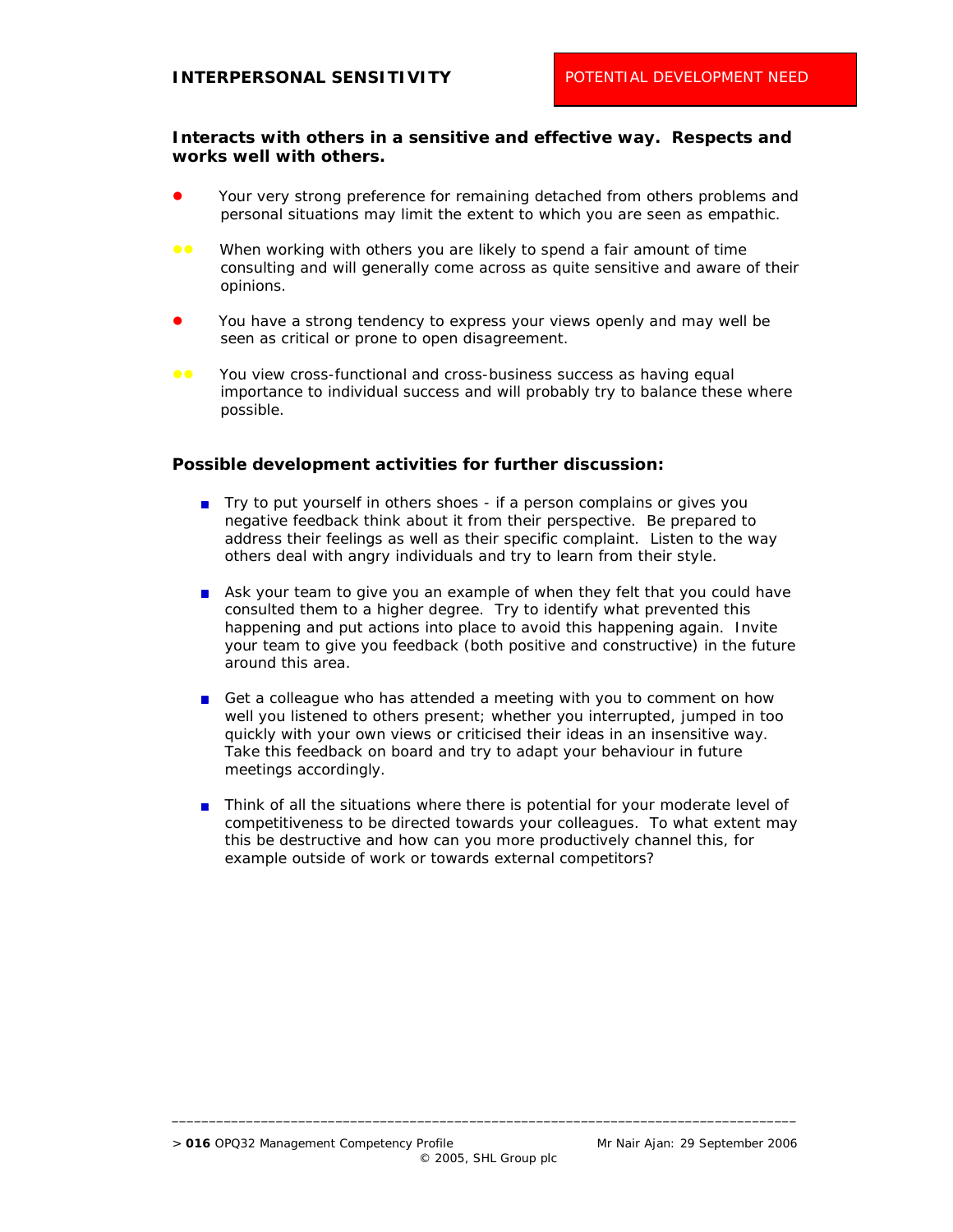## INTERPERSONAL SENSITIVITY

POTENTIAL DEVELOPMENT NEED

**Interacts with others in a sensitive and effective way. Respects and works well with others.**

- ● Your very strong preference for remaining detached from others problems and personal situations may limit the extent to which you are seen as empathic.
- ●● When working with others you are likely to spend a fair amount of time consulting and will generally come across as quite sensitive and aware of their opinions.
- ● You have a strong tendency to express your views openly and may well be seen as critical or prone to open disagreement.
- ●● You view cross-functional and cross-business success as having equal importance to individual success and will probably try to balance these where possible.

### Possible development activities for further discussion:

- Try to put yourself in others shoes - if a person complains or gives you negative feedback think about it from their perspective. Be prepared to address their feelings as well as their specific complaint. Listen to the way others deal with angry individuals and try to learn from their style.
- Ask your team to give you an example of when they felt that you could have consulted them to a higher degree. Try to identify what prevented this happening and put actions into place to avoid this happening again. Invite your team to give you feedback (both positive and constructive) in the future around this area.
- Get a colleague who has attended a meeting with you to comment on how well you listened to others present; whether you interrupted, jumped in too quickly with your own views or criticised their ideas in an insensitive way. Take this feedback on board and try to adapt your behaviour in future meetings accordingly.
- Think of all the situations where there is potential for your moderate level of competitiveness to be directed towards your colleagues. To what extent may this be destructive and how can you more productively channel this, for example outside of work or towards external competitors?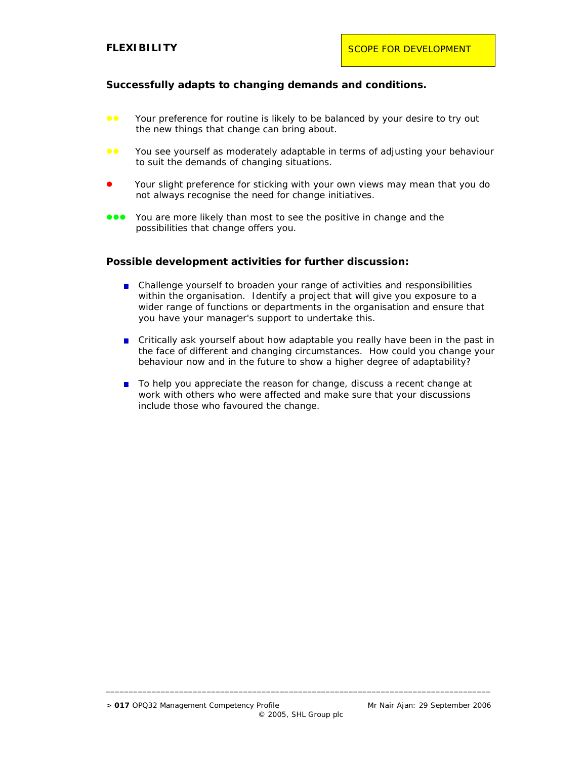## FLEXIBILITY

SCOPE FOR DEVELOPMENT

**Successfully adapts to changing demands and conditions.**

- ●● Your preference for routine is likely to be balanced by your desire to try out the new things that change can bring about.
- ●● You see yourself as moderately adaptable in terms of adjusting your behaviour to suit the demands of changing situations.
- ● Your slight preference for sticking with your own views may mean that you do not always recognise the need for change initiatives.
- ●●● You are more likely than most to see the positive in change and the possibilities that change offers you.

### Possible development activities for further discussion:

- Challenge yourself to broaden your range of activities and responsibilities within the organisation. Identify a project that will give you exposure to a wider range of functions or departments in the organisation and ensure that you have your manager's support to undertake this.
- Critically ask yourself about how adaptable you really have been in the past in the face of different and changing circumstances. How could you change your behaviour now and in the future to show a higher degree of adaptability?
- To help you appreciate the reason for change, discuss a recent change at work with others who were affected and make sure that your discussions include those who favoured the change.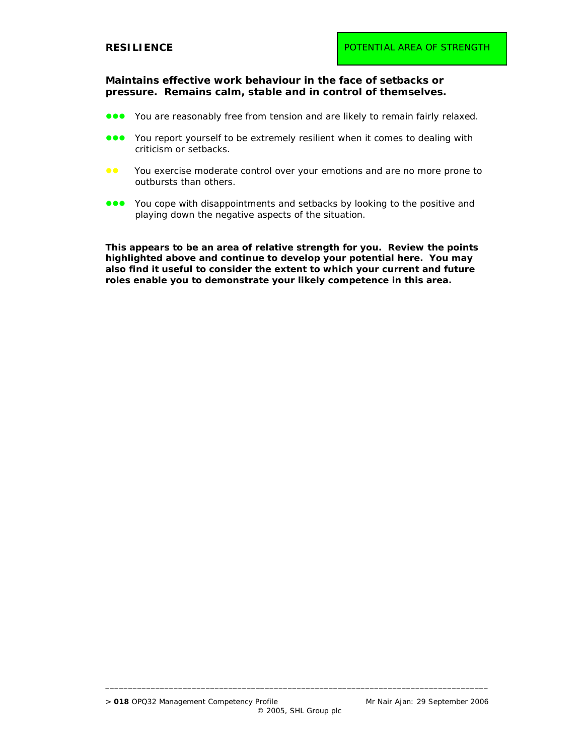## RESILIENCE

POTENTIAL AREA OF STRENGTH

**Maintains effective work behaviour in the face of setbacks or pressure. Remains calm, stable and in control of themselves.**

- ●●● You are reasonably free from tension and are likely to remain fairly relaxed.
- ●●● You report yourself to be extremely resilient when it comes to dealing with criticism or setbacks.
- ●● You exercise moderate control over your emotions and are no more prone to outbursts than others.
- ●●● You cope with disappointments and setbacks by looking to the positive and playing down the negative aspects of the situation.

**This appears to be an area of relative strength for you. Review the points highlighted above and continue to develop your potential here. You may also find it useful to consider the extent to which your current and future roles enable you to demonstrate your likely competence in this area.**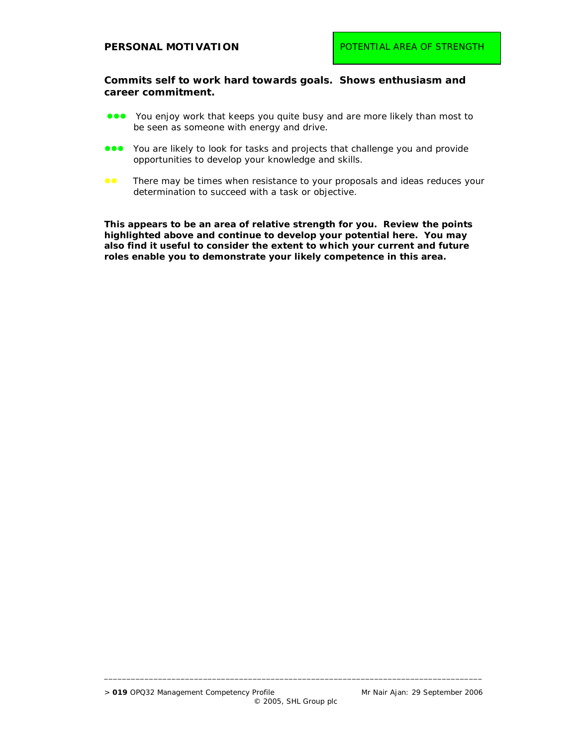## PERSONAL MOTIVATION

POTENTIAL AREA OF STRENGTH

**Commits self to work hard towards goals. Shows enthusiasm and career commitment.**

- ●●● You enjoy work that keeps you quite busy and are more likely than most to be seen as someone with energy and drive.
- ●●● You are likely to look for tasks and projects that challenge you and provide opportunities to develop your knowledge and skills.
- ●● There may be times when resistance to your proposals and ideas reduces your determination to succeed with a task or objective.

**This appears to be an area of relative strength for you. Review the points highlighted above and continue to develop your potential here. You may also find it useful to consider the extent to which your current and future roles enable you to demonstrate your likely competence in this area.**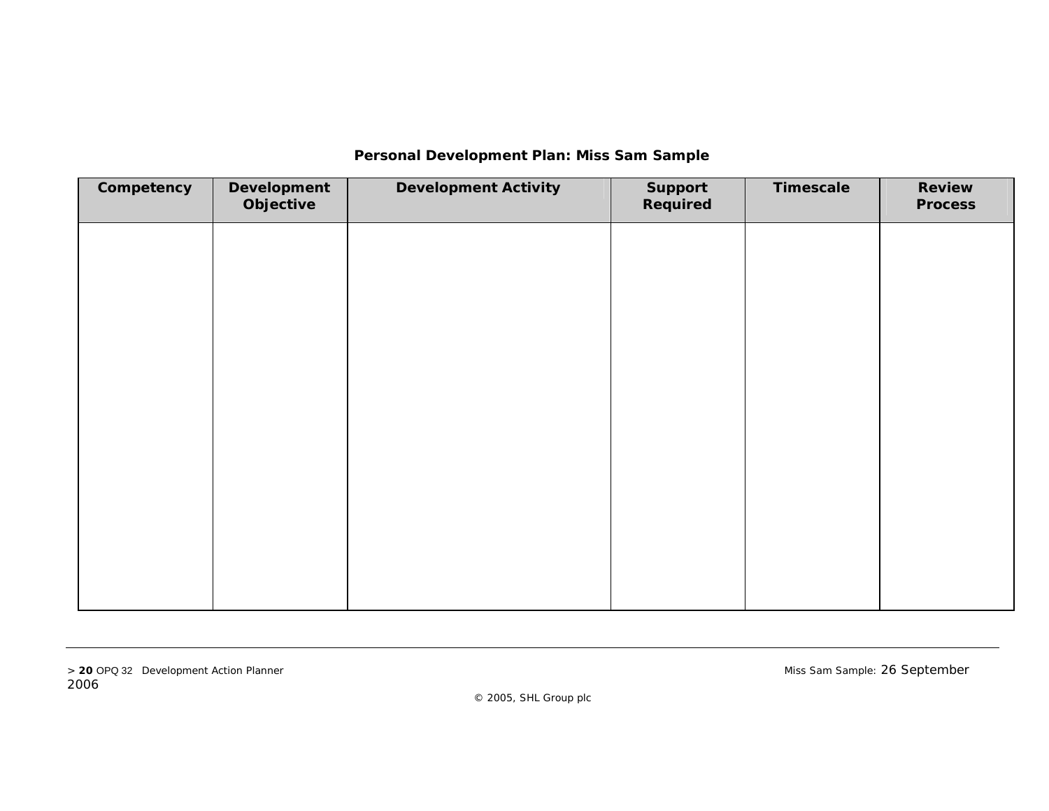**Personal Development Plan: Miss Sam Sample**

| Competency | Development Objective | Development Activity | Support Required | Timescale | Review Process |
|---|---|---|---|---|---|
| | | | | | |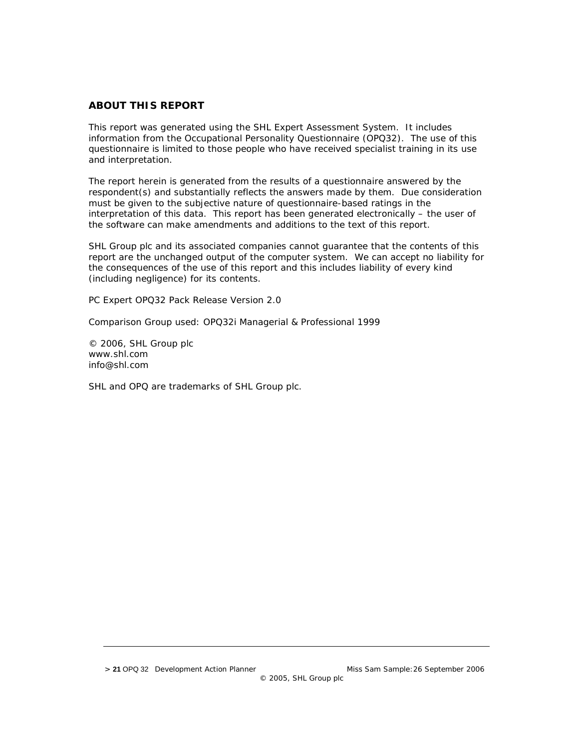## ABOUT THIS REPORT

This report was generated using the SHL Expert Assessment System. It includes information from the Occupational Personality Questionnaire (OPQ32). The use of this questionnaire is limited to those people who have received specialist training in its use and interpretation.

The report herein is generated from the results of a questionnaire answered by the respondent(s) and substantially reflects the answers made by them. Due consideration must be given to the subjective nature of questionnaire-based ratings in the interpretation of this data. This report has been generated electronically – the user of the software can make amendments and additions to the text of this report.

SHL Group plc and its associated companies cannot guarantee that the contents of this report are the unchanged output of the computer system. We can accept no liability for the consequences of the use of this report and this includes liability of every kind (including negligence) for its contents.

PC Expert OPQ32 Pack Release Version 2.0

Comparison Group used: OPQ32i Managerial & Professional 1999

© 2006, SHL Group plc
www.shl.com
info@shl.com

SHL and OPQ are trademarks of SHL Group plc.